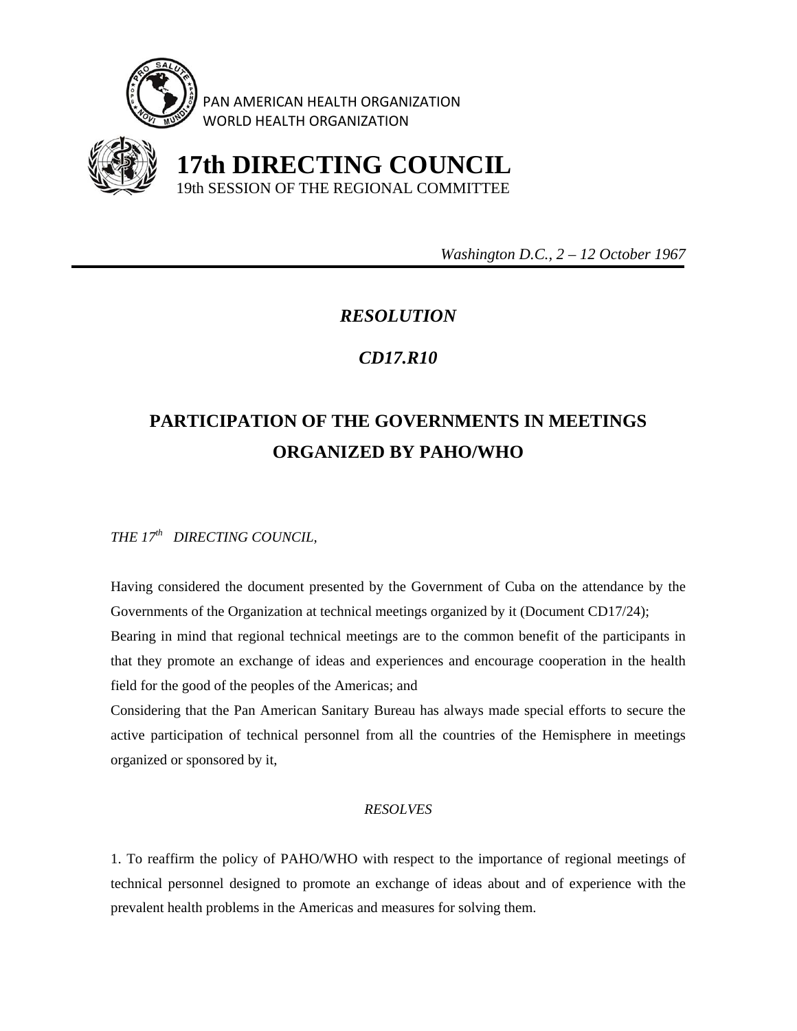PAN AMERICAN HEALTH ORGANIZATION
WORLD HEALTH ORGANIZATION

# 17th DIRECTING COUNCIL

19th SESSION OF THE REGIONAL COMMITTEE

*Washington D.C., 2 – 12 October 1967*

---

## *RESOLUTION*

## *CD17.R10*

# PARTICIPATION OF THE GOVERNMENTS IN MEETINGS ORGANIZED BY PAHO/WHO

*THE 17th DIRECTING COUNCIL,*

Having considered the document presented by the Government of Cuba on the attendance by the Governments of the Organization at technical meetings organized by it (Document CD17/24);

Bearing in mind that regional technical meetings are to the common benefit of the participants in that they promote an exchange of ideas and experiences and encourage cooperation in the health field for the good of the peoples of the Americas; and

Considering that the Pan American Sanitary Bureau has always made special efforts to secure the active participation of technical personnel from all the countries of the Hemisphere in meetings organized or sponsored by it,

*RESOLVES*

1. To reaffirm the policy of PAHO/WHO with respect to the importance of regional meetings of technical personnel designed to promote an exchange of ideas about and of experience with the prevalent health problems in the Americas and measures for solving them.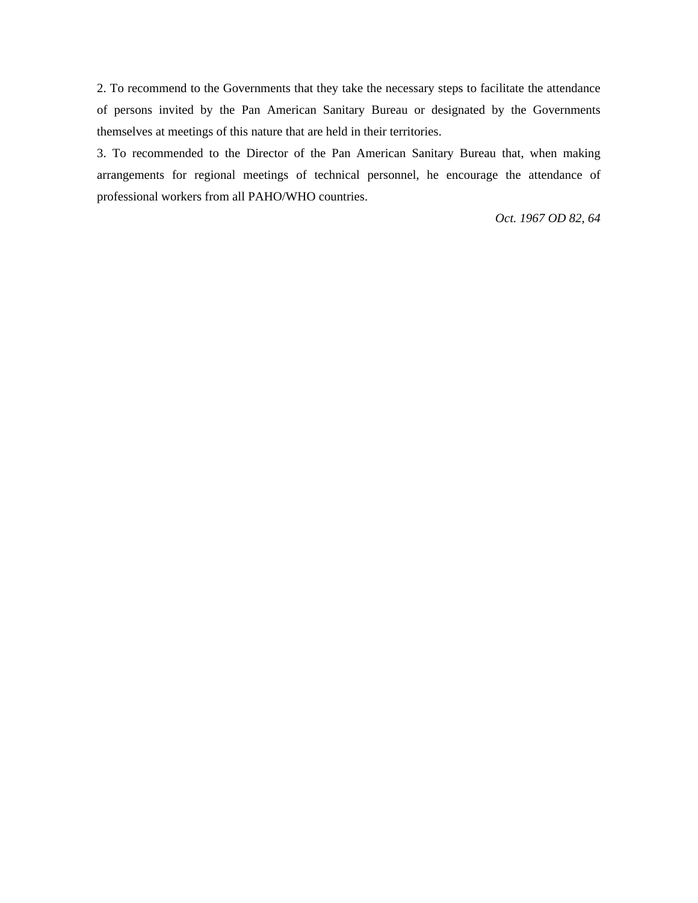2. To recommend to the Governments that they take the necessary steps to facilitate the attendance of persons invited by the Pan American Sanitary Bureau or designated by the Governments themselves at meetings of this nature that are held in their territories.

3. To recommended to the Director of the Pan American Sanitary Bureau that, when making arrangements for regional meetings of technical personnel, he encourage the attendance of professional workers from all PAHO/WHO countries.

*Oct. 1967 OD 82, 64*